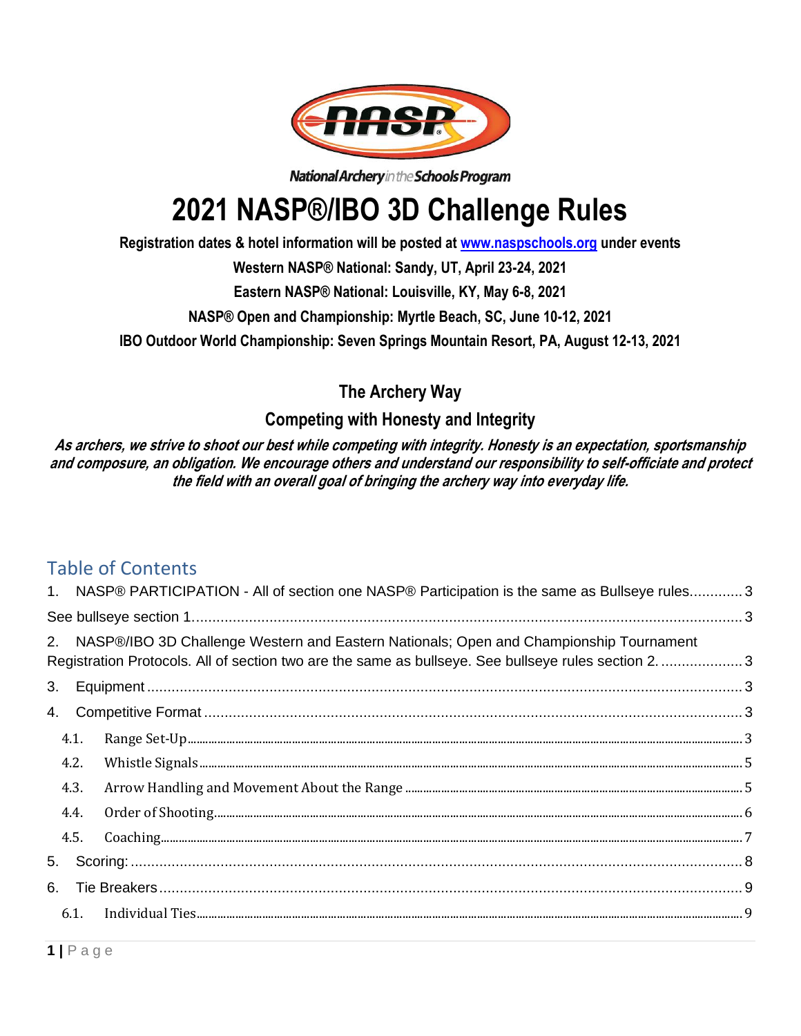National Archery in the Schools Program

# 2021 NASP®/IBO 3D Challenge Rules

**Registration dates & hotel information will be posted at [www.naspschools.org](http://www.naspschools.org) under events**

**Western NASP® National: Sandy, UT, April 23-24, 2021**

**Eastern NASP® National: Louisville, KY, May 6-8, 2021**

**NASP® Open and Championship: Myrtle Beach, SC, June 10-12, 2021**

**IBO Outdoor World Championship: Seven Springs Mountain Resort, PA, August 12-13, 2021**

## The Archery Way

### Competing with Honesty and Integrity

***As archers, we strive to shoot our best while competing with integrity. Honesty is an expectation, sportsmanship and composure, an obligation. We encourage others and understand our responsibility to self-officiate and protect the field with an overall goal of bringing the archery way into everyday life.***

## Table of Contents

1. NASP® PARTICIPATION - All of section one NASP® Participation is the same as Bullseye rules............. 3

See bullseye section 1...................................................................................................................... 3

2. NASP®/IBO 3D Challenge Western and Eastern Nationals; Open and Championship Tournament Registration Protocols. All of section two are the same as bullseye. See bullseye rules section 2. .................... 3

3. Equipment ........................................................................................................................... 3

4. Competitive Format ................................................................................................................ 3

   4.1. Range Set-Up ........................................................................................................... 3

   4.2. Whistle Signals ......................................................................................................... 5

   4.3. Arrow Handling and Movement About the Range ............................................................... 5

   4.4. Order of Shooting ...................................................................................................... 6

   4.5. Coaching .................................................................................................................. 7

5. Scoring: ..................................................................................................................................... 8

6. Tie Breakers ............................................................................................................................. 9

   6.1. Individual Ties .......................................................................................................... 9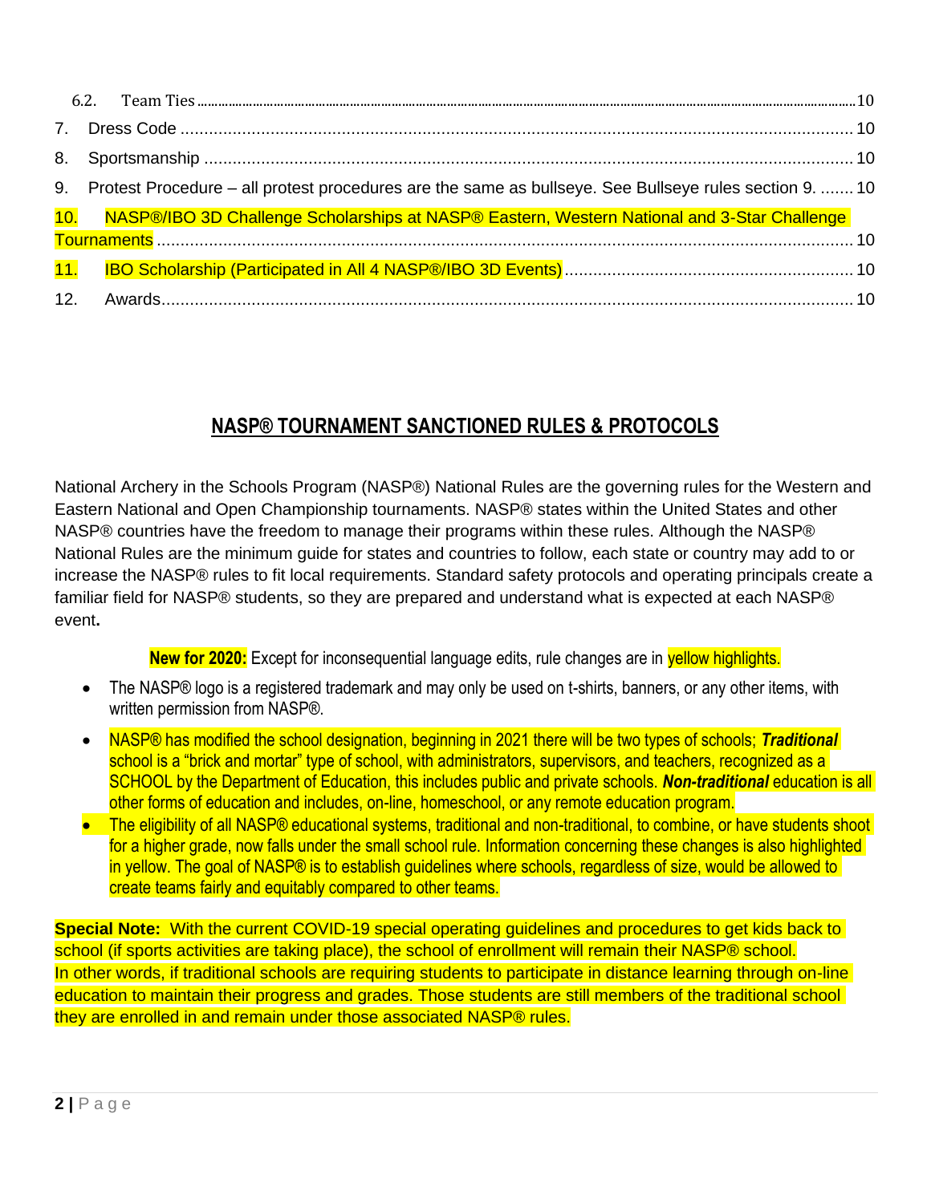6.2. Team Ties ..... 10

7. Dress Code ..... 10

8. Sportsmanship ..... 10

9. Protest Procedure – all protest procedures are the same as bullseye. See Bullseye rules section 9. ..... 10

10. NASP®/IBO 3D Challenge Scholarships at NASP® Eastern, Western National and 3-Star Challenge Tournaments ..... 10

11. IBO Scholarship (Participated in All 4 NASP®/IBO 3D Events) ..... 10

12. Awards ..... 10

## NASP® TOURNAMENT SANCTIONED RULES & PROTOCOLS

National Archery in the Schools Program (NASP®) National Rules are the governing rules for the Western and Eastern National and Open Championship tournaments. NASP® states within the United States and other NASP® countries have the freedom to manage their programs within these rules. Although the NASP® National Rules are the minimum guide for states and countries to follow, each state or country may add to or increase the NASP® rules to fit local requirements. Standard safety protocols and operating principals create a familiar field for NASP® students, so they are prepared and understand what is expected at each NASP® event**.**

**New for 2020:** Except for inconsequential language edits, rule changes are in yellow highlights.

- The NASP® logo is a registered trademark and may only be used on t-shirts, banners, or any other items, with written permission from NASP®.
- NASP® has modified the school designation, beginning in 2021 there will be two types of schools; ***Traditional*** school is a "brick and mortar" type of school, with administrators, supervisors, and teachers, recognized as a SCHOOL by the Department of Education, this includes public and private schools. ***Non-traditional*** education is all other forms of education and includes, on-line, homeschool, or any remote education program.
- The eligibility of all NASP® educational systems, traditional and non-traditional, to combine, or have students shoot for a higher grade, now falls under the small school rule. Information concerning these changes is also highlighted in yellow. The goal of NASP® is to establish guidelines where schools, regardless of size, would be allowed to create teams fairly and equitably compared to other teams.

**Special Note:** With the current COVID-19 special operating guidelines and procedures to get kids back to school (if sports activities are taking place), the school of enrollment will remain their NASP® school. In other words, if traditional schools are requiring students to participate in distance learning through on-line education to maintain their progress and grades. Those students are still members of the traditional school they are enrolled in and remain under those associated NASP® rules.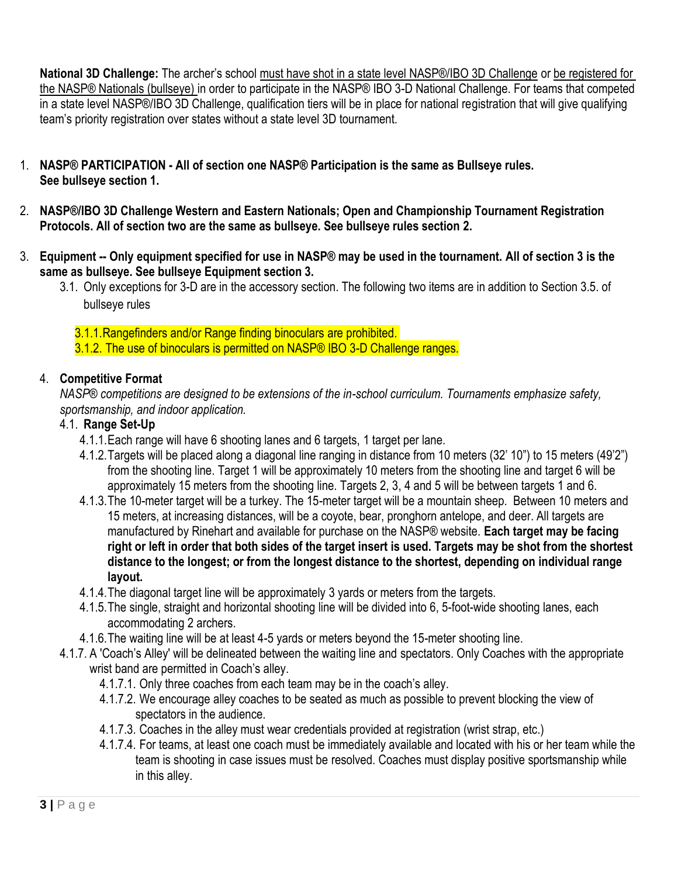**National 3D Challenge:** The archer's school must have shot in a state level NASP®/IBO 3D Challenge or be registered for the NASP® Nationals (bullseye) in order to participate in the NASP® IBO 3-D National Challenge. For teams that competed in a state level NASP®/IBO 3D Challenge, qualification tiers will be in place for national registration that will give qualifying team's priority registration over states without a state level 3D tournament.

1. **NASP® PARTICIPATION - All of section one NASP® Participation is the same as Bullseye rules. See bullseye section 1.**

2. **NASP®/IBO 3D Challenge Western and Eastern Nationals; Open and Championship Tournament Registration Protocols. All of section two are the same as bullseye. See bullseye rules section 2.**

3. **Equipment -- Only equipment specified for use in NASP® may be used in the tournament. All of section 3 is the same as bullseye. See bullseye Equipment section 3.**
   - 3.1. Only exceptions for 3-D are in the accessory section. The following two items are in addition to Section 3.5. of bullseye rules
     - 3.1.1. Rangefinders and/or Range finding binoculars are prohibited.
     - 3.1.2. The use of binoculars is permitted on NASP® IBO 3-D Challenge ranges.

4. **Competitive Format**

   *NASP® competitions are designed to be extensions of the in-school curriculum. Tournaments emphasize safety, sportsmanship, and indoor application.*

   - 4.1. **Range Set-Up**
     - 4.1.1. Each range will have 6 shooting lanes and 6 targets, 1 target per lane.
     - 4.1.2. Targets will be placed along a diagonal line ranging in distance from 10 meters (32' 10") to 15 meters (49'2") from the shooting line. Target 1 will be approximately 10 meters from the shooting line and target 6 will be approximately 15 meters from the shooting line. Targets 2, 3, 4 and 5 will be between targets 1 and 6.
     - 4.1.3. The 10-meter target will be a turkey. The 15-meter target will be a mountain sheep. Between 10 meters and 15 meters, at increasing distances, will be a coyote, bear, pronghorn antelope, and deer. All targets are manufactured by Rinehart and available for purchase on the NASP® website. **Each target may be facing right or left in order that both sides of the target insert is used. Targets may be shot from the shortest distance to the longest; or from the longest distance to the shortest, depending on individual range layout.**
     - 4.1.4. The diagonal target line will be approximately 3 yards or meters from the targets.
     - 4.1.5. The single, straight and horizontal shooting line will be divided into 6, 5-foot-wide shooting lanes, each accommodating 2 archers.
     - 4.1.6. The waiting line will be at least 4-5 yards or meters beyond the 15-meter shooting line.
   - 4.1.7. A 'Coach's Alley' will be delineated between the waiting line and spectators. Only Coaches with the appropriate wrist band are permitted in Coach's alley.
     - 4.1.7.1. Only three coaches from each team may be in the coach's alley.
     - 4.1.7.2. We encourage alley coaches to be seated as much as possible to prevent blocking the view of spectators in the audience.
     - 4.1.7.3. Coaches in the alley must wear credentials provided at registration (wrist strap, etc.)
     - 4.1.7.4. For teams, at least one coach must be immediately available and located with his or her team while the team is shooting in case issues must be resolved. Coaches must display positive sportsmanship while in this alley.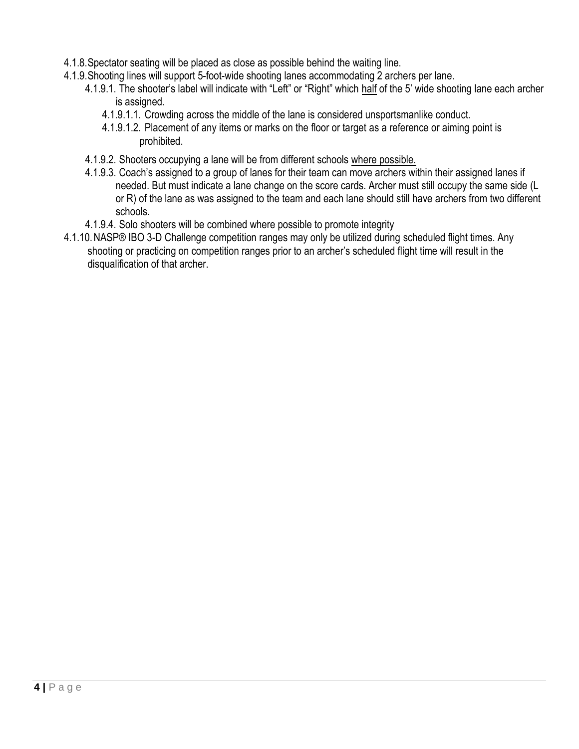- 4.1.8. Spectator seating will be placed as close as possible behind the waiting line.
- 4.1.9. Shooting lines will support 5-foot-wide shooting lanes accommodating 2 archers per lane.
  - 4.1.9.1. The shooter's label will indicate with "Left" or "Right" which <u>half</u> of the 5' wide shooting lane each archer is assigned.
    - 4.1.9.1.1. Crowding across the middle of the lane is considered unsportsmanlike conduct.
    - 4.1.9.1.2. Placement of any items or marks on the floor or target as a reference or aiming point is prohibited.
  - 4.1.9.2. Shooters occupying a lane will be from different schools <u>where possible.</u>
  - 4.1.9.3. Coach's assigned to a group of lanes for their team can move archers within their assigned lanes if needed. But must indicate a lane change on the score cards. Archer must still occupy the same side (L or R) of the lane as was assigned to the team and each lane should still have archers from two different schools.
  - 4.1.9.4. Solo shooters will be combined where possible to promote integrity
- 4.1.10. NASP® IBO 3-D Challenge competition ranges may only be utilized during scheduled flight times. Any shooting or practicing on competition ranges prior to an archer's scheduled flight time will result in the disqualification of that archer.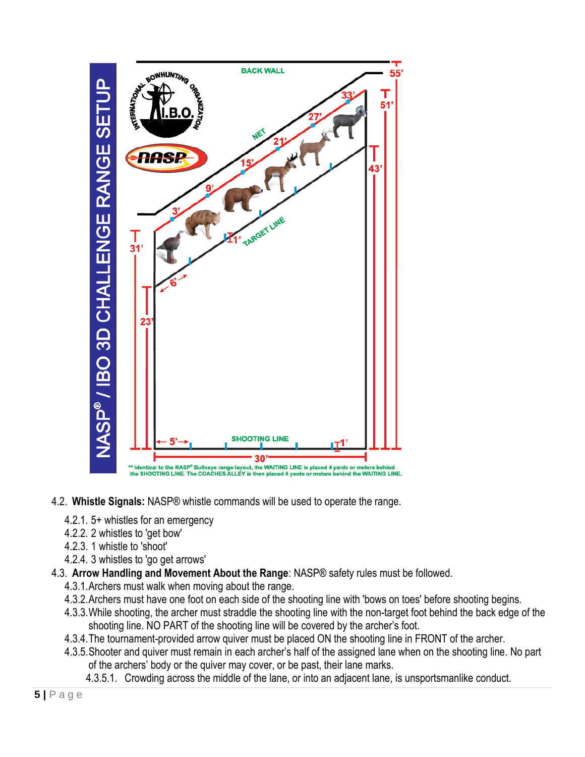# NASP® / IBO 3D CHALLENGE RANGE SETUP

BACK WALL

NET

TARGET LINE

SHOOTING LINE

55’ 51’ 43’ 31’ 23’ 33’ 27’ 21’ 15’ 9’ 3’ 1’ 6’ 5’ 30’ 1’

** Identical to the NASP® Bullseye range layout, the WAITING LINE is placed 4 yards or meters behind the SHOOTING LINE. The COACHES ALLEY is then placed 4 yards or meters behind the WAITING LINE.

4.2. **Whistle Signals:** NASP® whistle commands will be used to operate the range.

- 4.2.1. 5+ whistles for an emergency
- 4.2.2. 2 whistles to 'get bow'
- 4.2.3. 1 whistle to 'shoot'
- 4.2.4. 3 whistles to 'go get arrows'

4.3. **Arrow Handling and Movement About the Range**: NASP® safety rules must be followed.

- 4.3.1. Archers must walk when moving about the range.
- 4.3.2. Archers must have one foot on each side of the shooting line with 'bows on toes' before shooting begins.
- 4.3.3. While shooting, the archer must straddle the shooting line with the non-target foot behind the back edge of the shooting line. NO PART of the shooting line will be covered by the archer’s foot.
- 4.3.4. The tournament-provided arrow quiver must be placed ON the shooting line in FRONT of the archer.
- 4.3.5. Shooter and quiver must remain in each archer’s half of the assigned lane when on the shooting line. No part of the archers’ body or the quiver may cover, or be past, their lane marks.
  - 4.3.5.1. Crowding across the middle of the lane, or into an adjacent lane, is unsportsmanlike conduct.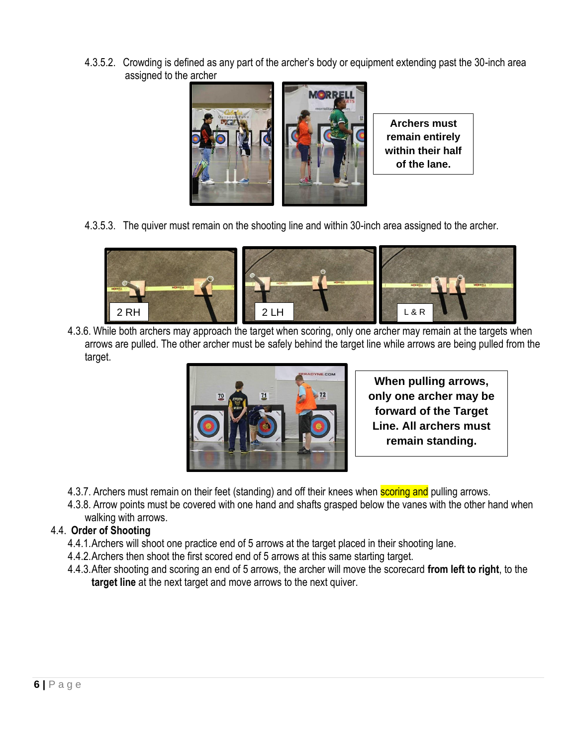4.3.5.2. Crowding is defined as any part of the archer's body or equipment extending past the 30-inch area assigned to the archer

**Archers must remain entirely within their half of the lane.**

4.3.5.3. The quiver must remain on the shooting line and within 30-inch area assigned to the archer.

2 RH

2 LH

L & R

4.3.6. While both archers may approach the target when scoring, only one archer may remain at the targets when arrows are pulled. The other archer must be safely behind the target line while arrows are being pulled from the target.

**When pulling arrows, only one archer may be forward of the Target Line. All archers must remain standing.**

4.3.7. Archers must remain on their feet (standing) and off their knees when scoring and pulling arrows.

4.3.8. Arrow points must be covered with one hand and shafts grasped below the vanes with the other hand when walking with arrows.

4.4. **Order of Shooting**

4.4.1. Archers will shoot one practice end of 5 arrows at the target placed in their shooting lane.

4.4.2. Archers then shoot the first scored end of 5 arrows at this same starting target.

4.4.3. After shooting and scoring an end of 5 arrows, the archer will move the scorecard **from left to right**, to the **target line** at the next target and move arrows to the next quiver.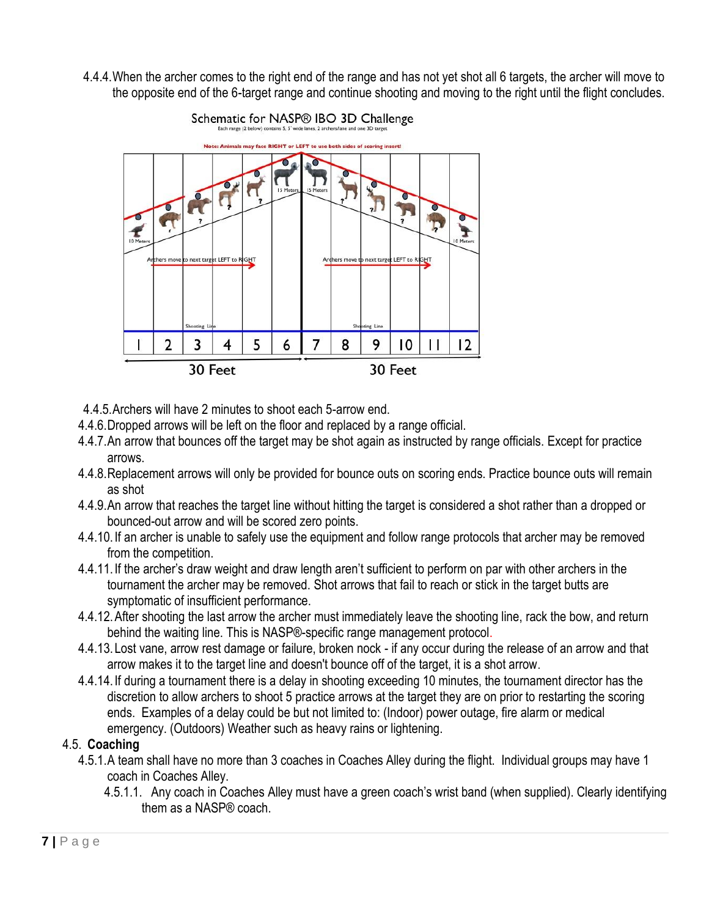4.4.4. When the archer comes to the right end of the range and has not yet shot all 6 targets, the archer will move to the opposite end of the 6-target range and continue shooting and moving to the right until the flight concludes.

Schematic for NASP® IBO 3D Challenge

Each range (2 below) contains 5, 5' wide lanes, 2 archers/lane and one 3D target

Note: Animals may face RIGHT or LEFT to use both sides of scoring insert!

10 Meters | 15 Meters | 15 Meters | 10 Meters

Archers move to next target LEFT to RIGHT | Archers move to next target LEFT to RIGHT

Shooting Line | Shooting Line

| 1 | 2 | 3 | 4 | 5 | 6 | 7 | 8 | 9 | 10 | 11 | 12 |
|---|---|---|---|---|---|---|---|---|---|---|---|

30 Feet | 30 Feet

4.4.5. Archers will have 2 minutes to shoot each 5-arrow end.

4.4.6. Dropped arrows will be left on the floor and replaced by a range official.

4.4.7. An arrow that bounces off the target may be shot again as instructed by range officials. Except for practice arrows.

4.4.8. Replacement arrows will only be provided for bounce outs on scoring ends. Practice bounce outs will remain as shot

4.4.9. An arrow that reaches the target line without hitting the target is considered a shot rather than a dropped or bounced-out arrow and will be scored zero points.

4.4.10. If an archer is unable to safely use the equipment and follow range protocols that archer may be removed from the competition.

4.4.11. If the archer's draw weight and draw length aren't sufficient to perform on par with other archers in the tournament the archer may be removed. Shot arrows that fail to reach or stick in the target butts are symptomatic of insufficient performance.

4.4.12. After shooting the last arrow the archer must immediately leave the shooting line, rack the bow, and return behind the waiting line. This is NASP®-specific range management protocol.

4.4.13. Lost vane, arrow rest damage or failure, broken nock - if any occur during the release of an arrow and that arrow makes it to the target line and doesn't bounce off of the target, it is a shot arrow.

4.4.14. If during a tournament there is a delay in shooting exceeding 10 minutes, the tournament director has the discretion to allow archers to shoot 5 practice arrows at the target they are on prior to restarting the scoring ends. Examples of a delay could be but not limited to: (Indoor) power outage, fire alarm or medical emergency. (Outdoors) Weather such as heavy rains or lightening.

4.5. **Coaching**

4.5.1. A team shall have no more than 3 coaches in Coaches Alley during the flight. Individual groups may have 1 coach in Coaches Alley.

4.5.1.1. Any coach in Coaches Alley must have a green coach's wrist band (when supplied). Clearly identifying them as a NASP® coach.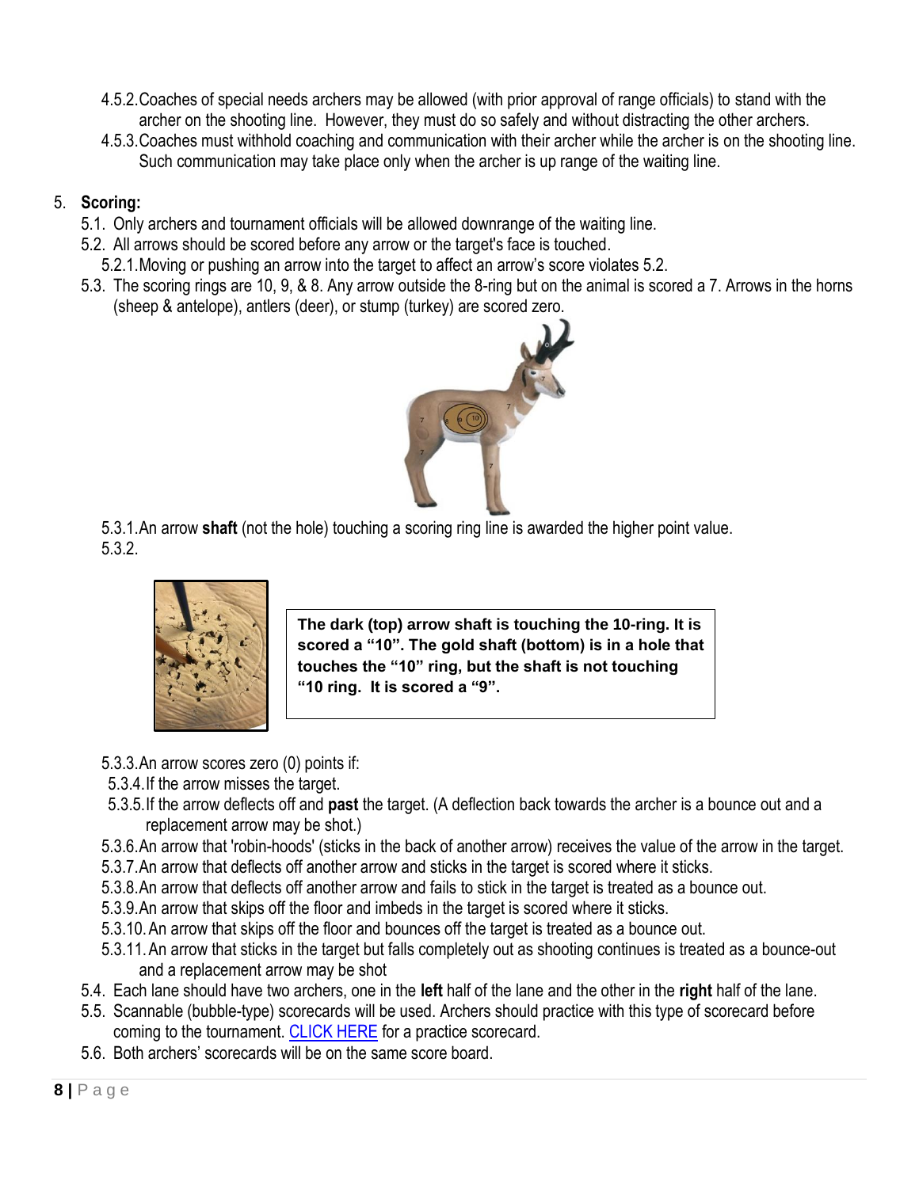4.5.2. Coaches of special needs archers may be allowed (with prior approval of range officials) to stand with the archer on the shooting line. However, they must do so safely and without distracting the other archers.

4.5.3. Coaches must withhold coaching and communication with their archer while the archer is on the shooting line. Such communication may take place only when the archer is up range of the waiting line.

5. **Scoring:**

5.1. Only archers and tournament officials will be allowed downrange of the waiting line.

5.2. All arrows should be scored before any arrow or the target's face is touched.

5.2.1. Moving or pushing an arrow into the target to affect an arrow's score violates 5.2.

5.3. The scoring rings are 10, 9, & 8. Any arrow outside the 8-ring but on the animal is scored a 7. Arrows in the horns (sheep & antelope), antlers (deer), or stump (turkey) are scored zero.

5.3.1. An arrow **shaft** (not the hole) touching a scoring ring line is awarded the higher point value.

5.3.2.

**The dark (top) arrow shaft is touching the 10-ring. It is scored a "10". The gold shaft (bottom) is in a hole that touches the "10" ring, but the shaft is not touching "10 ring. It is scored a "9".**

5.3.3. An arrow scores zero (0) points if:

5.3.4. If the arrow misses the target.

5.3.5. If the arrow deflects off and **past** the target. (A deflection back towards the archer is a bounce out and a replacement arrow may be shot.)

5.3.6. An arrow that 'robin-hoods' (sticks in the back of another arrow) receives the value of the arrow in the target.

5.3.7. An arrow that deflects off another arrow and sticks in the target is scored where it sticks.

5.3.8. An arrow that deflects off another arrow and fails to stick in the target is treated as a bounce out.

5.3.9. An arrow that skips off the floor and imbeds in the target is scored where it sticks.

5.3.10. An arrow that skips off the floor and bounces off the target is treated as a bounce out.

5.3.11. An arrow that sticks in the target but falls completely out as shooting continues is treated as a bounce-out and a replacement arrow may be shot

5.4. Each lane should have two archers, one in the **left** half of the lane and the other in the **right** half of the lane.

5.5. Scannable (bubble-type) scorecards will be used. Archers should practice with this type of scorecard before coming to the tournament. CLICK HERE for a practice scorecard.

5.6. Both archers' scorecards will be on the same score board.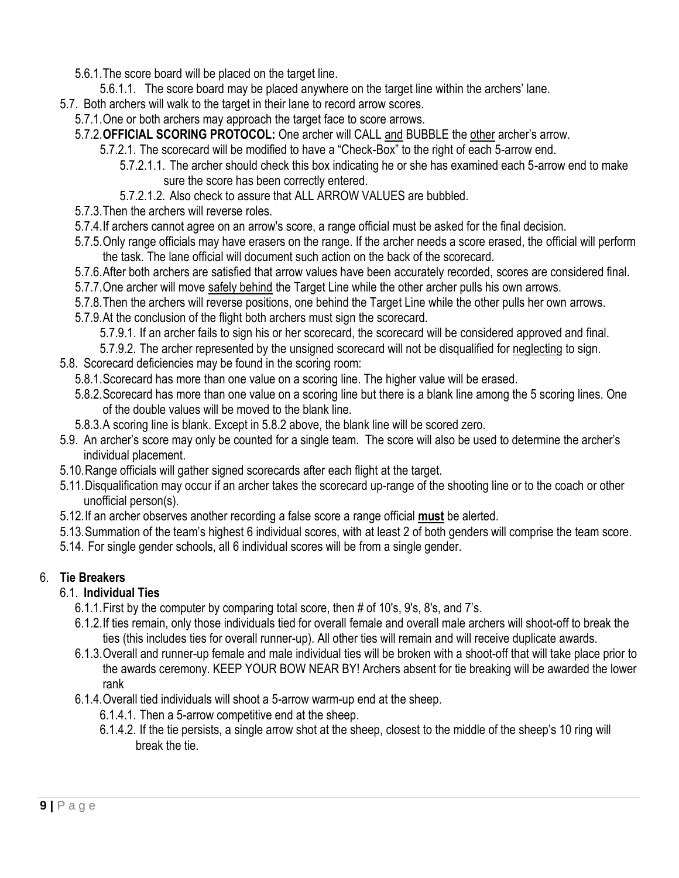- 5.6.1. The score board will be placed on the target line.
  - 5.6.1.1. The score board may be placed anywhere on the target line within the archers' lane.
- 5.7. Both archers will walk to the target in their lane to record arrow scores.
  - 5.7.1. One or both archers may approach the target face to score arrows.
  - 5.7.2. **OFFICIAL SCORING PROTOCOL:** One archer will CALL <u>and</u> BUBBLE the <u>other</u> archer's arrow.
    - 5.7.2.1. The scorecard will be modified to have a "Check-Box" to the right of each 5-arrow end.
      - 5.7.2.1.1. The archer should check this box indicating he or she has examined each 5-arrow end to make sure the score has been correctly entered.
      - 5.7.2.1.2. Also check to assure that ALL ARROW VALUES are bubbled.
  - 5.7.3. Then the archers will reverse roles.
  - 5.7.4. If archers cannot agree on an arrow's score, a range official must be asked for the final decision.
  - 5.7.5. Only range officials may have erasers on the range. If the archer needs a score erased, the official will perform the task. The lane official will document such action on the back of the scorecard.
  - 5.7.6. After both archers are satisfied that arrow values have been accurately recorded, scores are considered final.
  - 5.7.7. One archer will move <u>safely behind</u> the Target Line while the other archer pulls his own arrows.
  - 5.7.8. Then the archers will reverse positions, one behind the Target Line while the other pulls her own arrows.
  - 5.7.9. At the conclusion of the flight both archers must sign the scorecard.
    - 5.7.9.1. If an archer fails to sign his or her scorecard, the scorecard will be considered approved and final.
    - 5.7.9.2. The archer represented by the unsigned scorecard will not be disqualified for <u>neglecting</u> to sign.
- 5.8. Scorecard deficiencies may be found in the scoring room:
  - 5.8.1. Scorecard has more than one value on a scoring line. The higher value will be erased.
  - 5.8.2. Scorecard has more than one value on a scoring line but there is a blank line among the 5 scoring lines. One of the double values will be moved to the blank line.
  - 5.8.3. A scoring line is blank. Except in 5.8.2 above, the blank line will be scored zero.
- 5.9. An archer's score may only be counted for a single team. The score will also be used to determine the archer's individual placement.
- 5.10. Range officials will gather signed scorecards after each flight at the target.
- 5.11. Disqualification may occur if an archer takes the scorecard up-range of the shooting line or to the coach or other unofficial person(s).
- 5.12. If an archer observes another recording a false score a range official <u>**must**</u> be alerted.
- 5.13. Summation of the team's highest 6 individual scores, with at least 2 of both genders will comprise the team score.
- 5.14. For single gender schools, all 6 individual scores will be from a single gender.

## 6. Tie Breakers

### 6.1. Individual Ties

- 6.1.1. First by the computer by comparing total score, then # of 10's, 9's, 8's, and 7's.
- 6.1.2. If ties remain, only those individuals tied for overall female and overall male archers will shoot-off to break the ties (this includes ties for overall runner-up). All other ties will remain and will receive duplicate awards.
- 6.1.3. Overall and runner-up female and male individual ties will be broken with a shoot-off that will take place prior to the awards ceremony. KEEP YOUR BOW NEAR BY! Archers absent for tie breaking will be awarded the lower rank
- 6.1.4. Overall tied individuals will shoot a 5-arrow warm-up end at the sheep.
  - 6.1.4.1. Then a 5-arrow competitive end at the sheep.
  - 6.1.4.2. If the tie persists, a single arrow shot at the sheep, closest to the middle of the sheep's 10 ring will break the tie.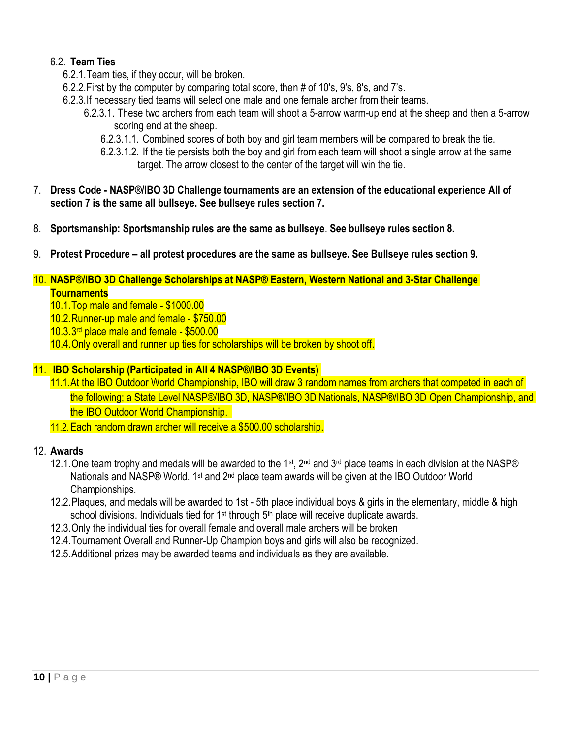6.2. **Team Ties**

6.2.1. Team ties, if they occur, will be broken.

6.2.2. First by the computer by comparing total score, then # of 10's, 9's, 8's, and 7's.

6.2.3. If necessary tied teams will select one male and one female archer from their teams.

6.2.3.1. These two archers from each team will shoot a 5-arrow warm-up end at the sheep and then a 5-arrow scoring end at the sheep.

6.2.3.1.1. Combined scores of both boy and girl team members will be compared to break the tie.

6.2.3.1.2. If the tie persists both the boy and girl from each team will shoot a single arrow at the same target. The arrow closest to the center of the target will win the tie.

7. **Dress Code - NASP®/IBO 3D Challenge tournaments are an extension of the educational experience All of section 7 is the same all bullseye. See bullseye rules section 7.**

8. **Sportsmanship: Sportsmanship rules are the same as bullseye**. **See bullseye rules section 8.**

9. **Protest Procedure – all protest procedures are the same as bullseye. See Bullseye rules section 9.**

10. **NASP®/IBO 3D Challenge Scholarships at NASP® Eastern, Western National and 3-Star Challenge Tournaments**

10.1. Top male and female - $1000.00

10.2. Runner-up male and female - $750.00

10.3. 3rd place male and female - $500.00

10.4. Only overall and runner up ties for scholarships will be broken by shoot off.

11. **IBO Scholarship (Participated in All 4 NASP®/IBO 3D Events)**

11.1. At the IBO Outdoor World Championship, IBO will draw 3 random names from archers that competed in each of the following; a State Level NASP®/IBO 3D, NASP®/IBO 3D Nationals, NASP®/IBO 3D Open Championship, and the IBO Outdoor World Championship.

11.2. Each random drawn archer will receive a $500.00 scholarship.

12. **Awards**

12.1. One team trophy and medals will be awarded to the 1st, 2nd and 3rd place teams in each division at the NASP® Nationals and NASP® World. 1st and 2nd place team awards will be given at the IBO Outdoor World Championships.

12.2. Plaques, and medals will be awarded to 1st - 5th place individual boys & girls in the elementary, middle & high school divisions. Individuals tied for 1st through 5th place will receive duplicate awards.

12.3. Only the individual ties for overall female and overall male archers will be broken

12.4. Tournament Overall and Runner-Up Champion boys and girls will also be recognized.

12.5. Additional prizes may be awarded teams and individuals as they are available.